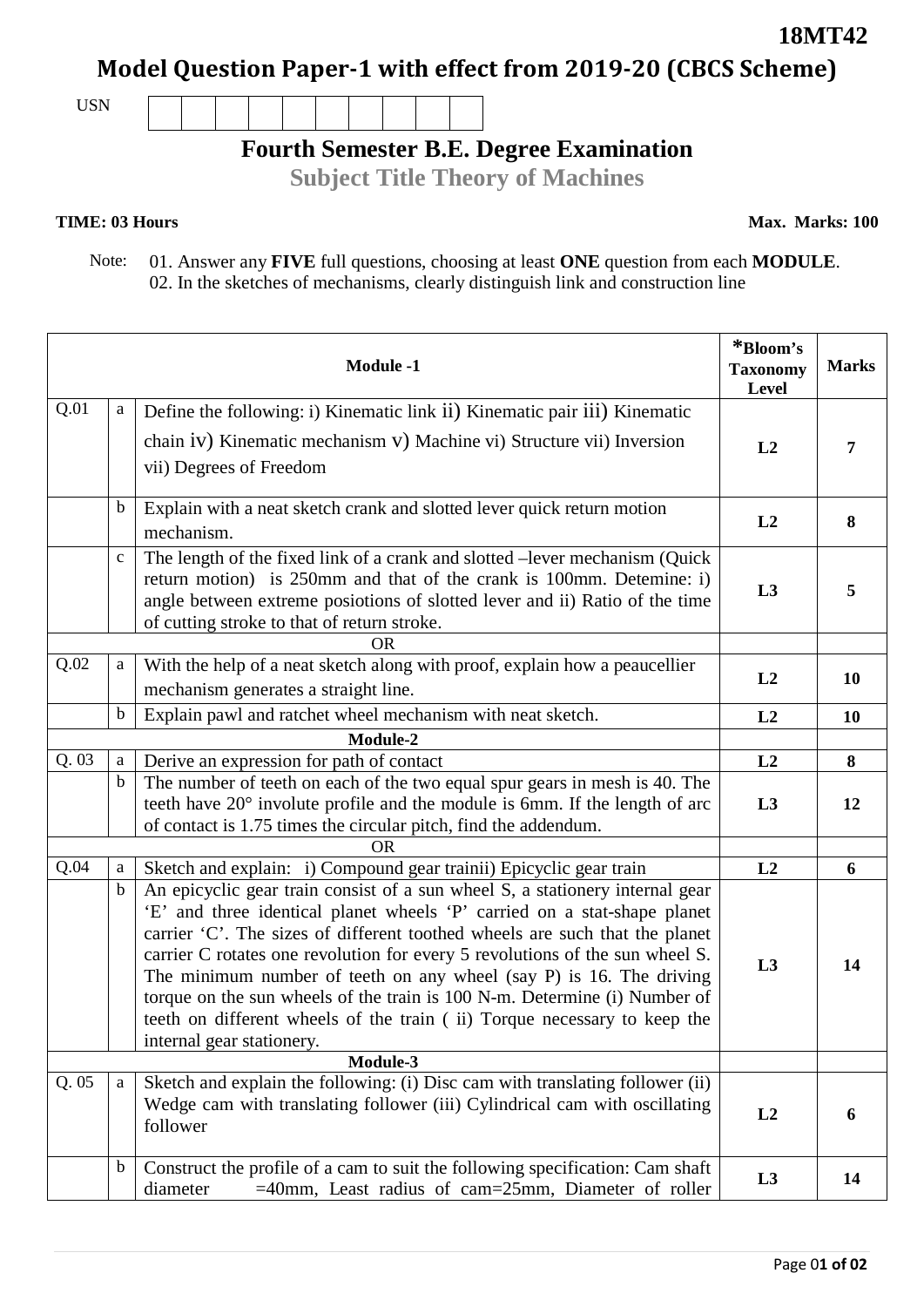**18MT42**

# Model Question Paper-1 with effect from 2019-20 (CBCS Scheme)

USN | | | | | | | | | | |

## Fourth Semester B.E. Degree Examination

### Subject Title Theory of Machines

**TIME: 03 Hours** **Max. Marks: 100**

Note: 01. Answer any **FIVE** full questions, choosing at least **ONE** question from each **MODULE**.
02. In the sketches of mechanisms, clearly distinguish link and construction line

| | | **Module -1** | ***Bloom's Taxonomy Level** | **Marks** |
|---|---|---|---|---|
| Q.01 | a | Define the following: i) Kinematic link ii) Kinematic pair iii) Kinematic chain iv) Kinematic mechanism v) Machine vi) Structure vii) Inversion vii) Degrees of Freedom | **L2** | **7** |
| | b | Explain with a neat sketch crank and slotted lever quick return motion mechanism. | **L2** | **8** |
| | c | The length of the fixed link of a crank and slotted –lever mechanism (Quick return motion) is 250mm and that of the crank is 100mm. Detemine: i) angle between extreme posiotions of slotted lever and ii) Ratio of the time of cutting stroke to that of return stroke. | **L3** | **5** |
| | | OR | | |
| Q.02 | a | With the help of a neat sketch along with proof, explain how a peaucellier mechanism generates a straight line. | **L2** | **10** |
| | b | Explain pawl and ratchet wheel mechanism with neat sketch. | **L2** | **10** |
| | | **Module-2** | | |
| Q. 03 | a | Derive an expression for path of contact | **L2** | **8** |
| | b | The number of teeth on each of the two equal spur gears in mesh is 40. The teeth have 20° involute profile and the module is 6mm. If the length of arc of contact is 1.75 times the circular pitch, find the addendum. | **L3** | **12** |
| | | OR | | |
| Q.04 | a | Sketch and explain: i) Compound gear trainii) Epicyclic gear train | **L2** | **6** |
| | b | An epicyclic gear train consist of a sun wheel S, a stationery internal gear 'E' and three identical planet wheels 'P' carried on a stat-shape planet carrier 'C'. The sizes of different toothed wheels are such that the planet carrier C rotates one revolution for every 5 revolutions of the sun wheel S. The minimum number of teeth on any wheel (say P) is 16. The driving torque on the sun wheels of the train is 100 N-m. Determine (i) Number of teeth on different wheels of the train ( ii) Torque necessary to keep the internal gear stationery. | **L3** | **14** |
| | | **Module-3** | | |
| Q. 05 | a | Sketch and explain the following: (i) Disc cam with translating follower (ii) Wedge cam with translating follower (iii) Cylindrical cam with oscillating follower | **L2** | **6** |
| | b | Construct the profile of a cam to suit the following specification: Cam shaft diameter =40mm, Least radius of cam=25mm, Diameter of roller | **L3** | **14** |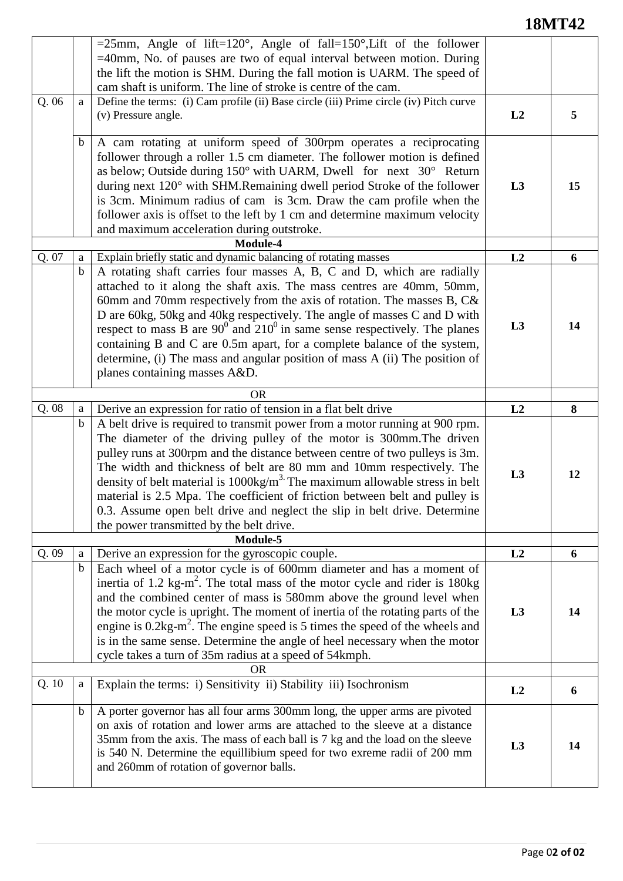| | | | | |
|---|---|---|---|---|
| | | =25mm, Angle of lift=120°, Angle of fall=150°,Lift of the follower =40mm, No. of pauses are two of equal interval between motion. During the lift the motion is SHM. During the fall motion is UARM. The speed of cam shaft is uniform. The line of stroke is centre of the cam. | | |
| Q. 06 | a | Define the terms: (i) Cam profile (ii) Base circle (iii) Prime circle (iv) Pitch curve (v) Pressure angle. | L2 | 5 |
| | b | A cam rotating at uniform speed of 300rpm operates a reciprocating follower through a roller 1.5 cm diameter. The follower motion is defined as below; Outside during 150° with UARM, Dwell for next 30° Return during next 120° with SHM.Remaining dwell period Stroke of the follower is 3cm. Minimum radius of cam is 3cm. Draw the cam profile when the follower axis is offset to the left by 1 cm and determine maximum velocity and maximum acceleration during outstroke. | L3 | 15 |
| | | **Module-4** | | |
| Q. 07 | a | Explain briefly static and dynamic balancing of rotating masses | L2 | 6 |
| | b | A rotating shaft carries four masses A, B, C and D, which are radially attached to it along the shaft axis. The mass centres are 40mm, 50mm, 60mm and 70mm respectively from the axis of rotation. The masses B, C& D are 60kg, 50kg and 40kg respectively. The angle of masses C and D with respect to mass B are $90^0$ and $210^0$ in same sense respectively. The planes containing B and C are 0.5m apart, for a complete balance of the system, determine, (i) The mass and angular position of mass A (ii) The position of planes containing masses A&D. | L3 | 14 |
| | | OR | | |
| Q. 08 | a | Derive an expression for ratio of tension in a flat belt drive | L2 | 8 |
| | b | A belt drive is required to transmit power from a motor running at 900 rpm. The diameter of the driving pulley of the motor is 300mm.The driven pulley runs at 300rpm and the distance between centre of two pulleys is 3m. The width and thickness of belt are 80 mm and 10mm respectively. The density of belt material is $1000kg/m^3$. The maximum allowable stress in belt material is 2.5 Mpa. The coefficient of friction between belt and pulley is 0.3. Assume open belt drive and neglect the slip in belt drive. Determine the power transmitted by the belt drive. | L3 | 12 |
| | | **Module-5** | | |
| Q. 09 | a | Derive an expression for the gyroscopic couple. | L2 | 6 |
| | b | Each wheel of a motor cycle is of 600mm diameter and has a moment of inertia of 1.2 $kg\text{-}m^2$. The total mass of the motor cycle and rider is 180kg and the combined center of mass is 580mm above the ground level when the motor cycle is upright. The moment of inertia of the rotating parts of the engine is 0.2$kg\text{-}m^2$. The engine speed is 5 times the speed of the wheels and is in the same sense. Determine the angle of heel necessary when the motor cycle takes a turn of 35m radius at a speed of 54kmph. | L3 | 14 |
| | | OR | | |
| Q. 10 | a | Explain the terms: i) Sensitivity ii) Stability iii) Isochronism | L2 | 6 |
| | b | A porter governor has all four arms 300mm long, the upper arms are pivoted on axis of rotation and lower arms are attached to the sleeve at a distance 35mm from the axis. The mass of each ball is 7 kg and the load on the sleeve is 540 N. Determine the equillibium speed for two exreme radii of 200 mm and 260mm of rotation of governor balls. | L3 | 14 |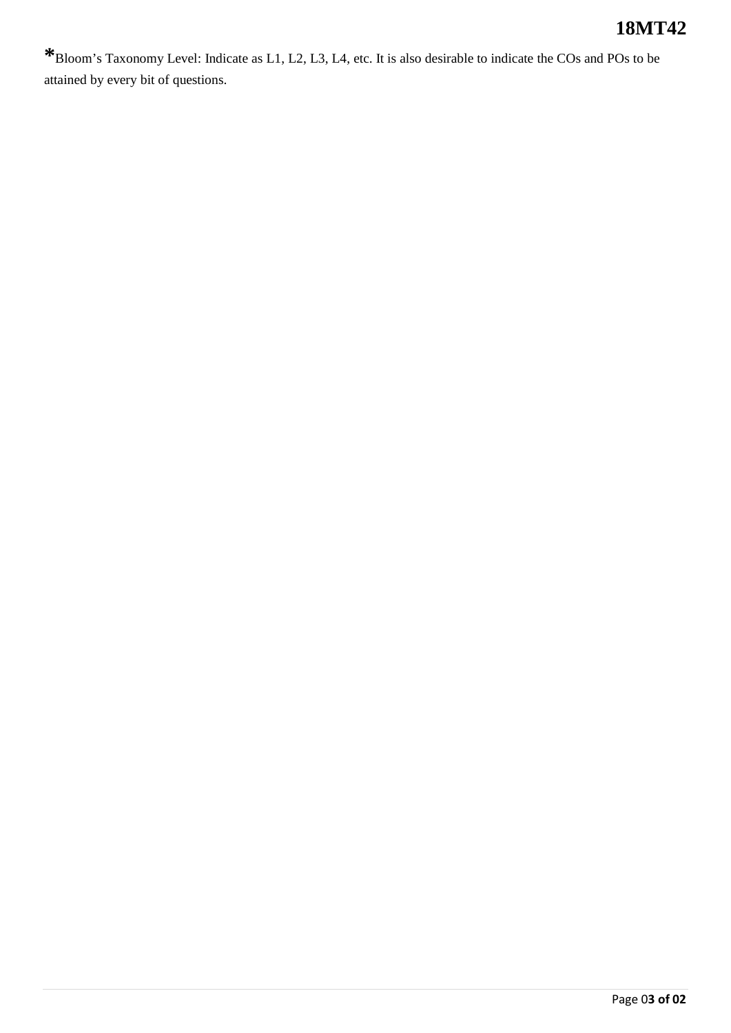*Bloom’s Taxonomy Level: Indicate as L1, L2, L3, L4, etc. It is also desirable to indicate the COs and POs to be attained by every bit of questions.